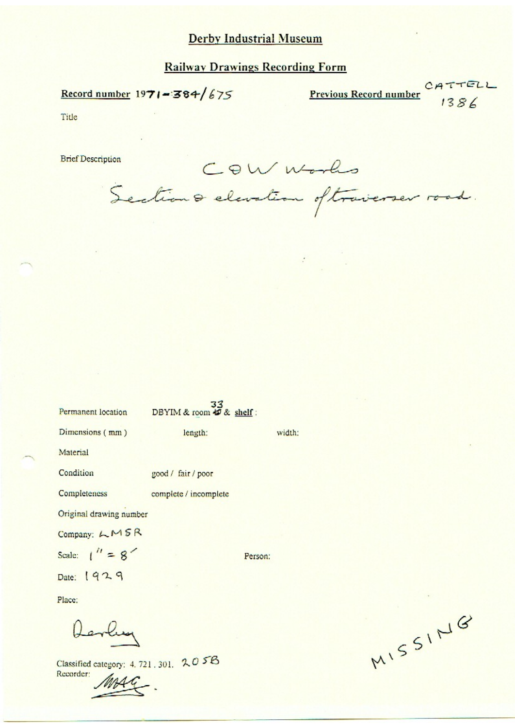# Derby Industrial Museum

## Railway Drawings Recording Form

**Record number** 1971-384/675

**Previous Record number** CATTELL 1386

Title

Brief Description

C&W Works

Section & elevation of traverser road.

Permanent location DBYIM & room 33 & shelf :

Dimensions ( mm ) length: width:

Material

Condition good / fair / poor

Completeness complete / incomplete

Original drawing number

Company: LMSR

Scale: 1" = 8'

Person:

Date: 1929

Place:

Derby

Classified category: 4. 721 . 301. 205B

Recorder: MAG.

MISSING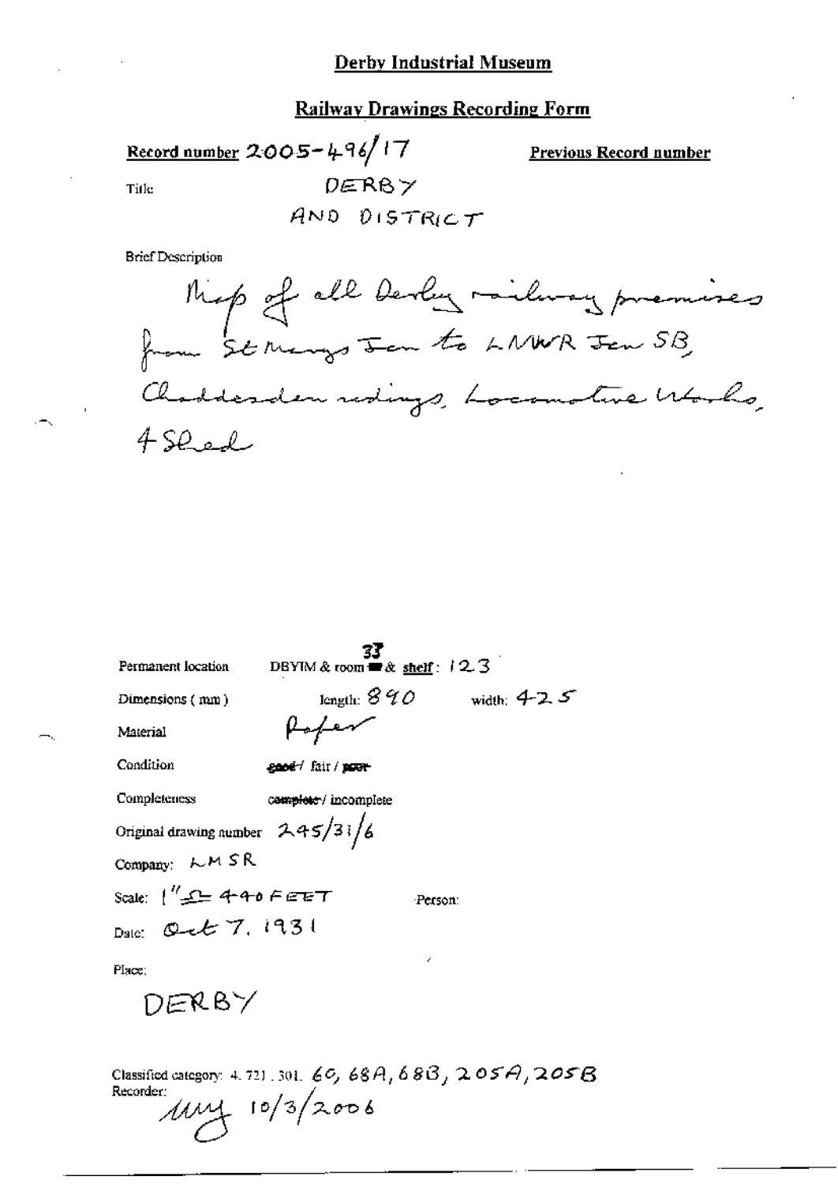# Derby Industrial Museum

## Railway Drawings Recording Form

**Record number** 2005-496/17

**Previous Record number**

Title DERBY AND DISTRICT

Brief Description

Map of all Derby railway premises from St Marys Jcn to LNWR Jcn SB, Chaddesden sidings, Locomotive Works, 4 Shed

Permanent location DBYIM & room 37 & shelf: 123

Dimensions (mm) length: 890 width: 425

Material Paper

Condition ~~good~~ / fair / ~~poor~~

Completeness ~~complete~~ / incomplete

Original drawing number 245/31/6

Company: LMSR

Scale: 1" = 440 FEET

Person:

Date: Oct 7, 1931

Place:

DERBY

Classified category: 4. 721. 301. 60, 68A, 68B, 205A, 205B

Recorder: MUJ 10/3/2006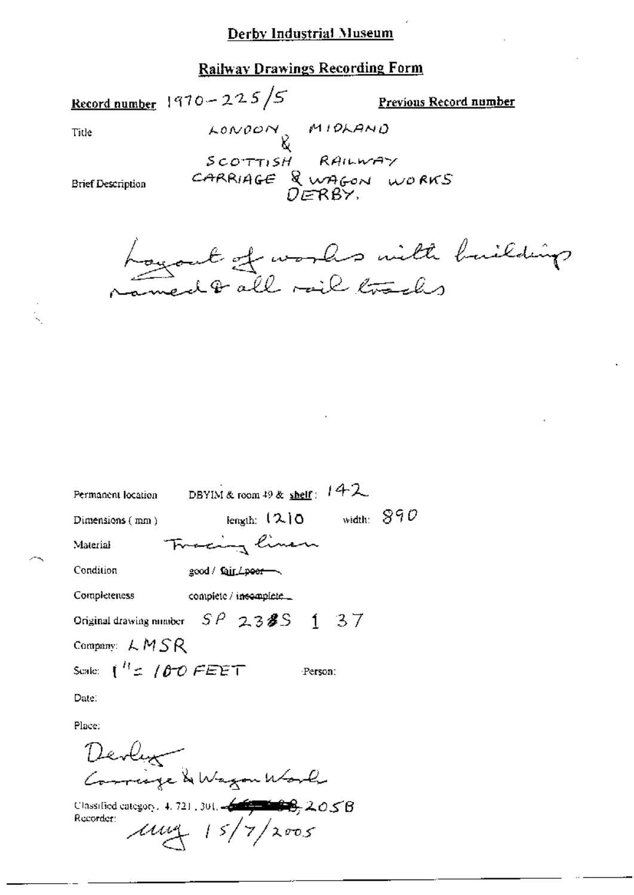# Derby Industrial Museum

## Railway Drawings Recording Form

**Record number** 1970-225/5

**Previous Record number**

Title

LONDON MIDLAND & SCOTTISH RAILWAY CARRIAGE & WAGON WORKS DERBY.

Brief Description

Layout of works with buildings named & all rail tracks

Permanent location DBYIM & room 49 & shelf: 142

Dimensions (mm) length: 1210 width: 890

Material Tracing linen

Condition good / ~~fair / poor~~

Completeness complete / ~~incomplete~~

Original drawing number SP 238S 1 37

Company: LMSR

Scale: 1" = 100 FEET Person:

Date:

Place:

Derby
Carriage & Wagon Works

Classified category: 4. 721. 301. ~~~~, 205B

Recorder: mug 15/7/2005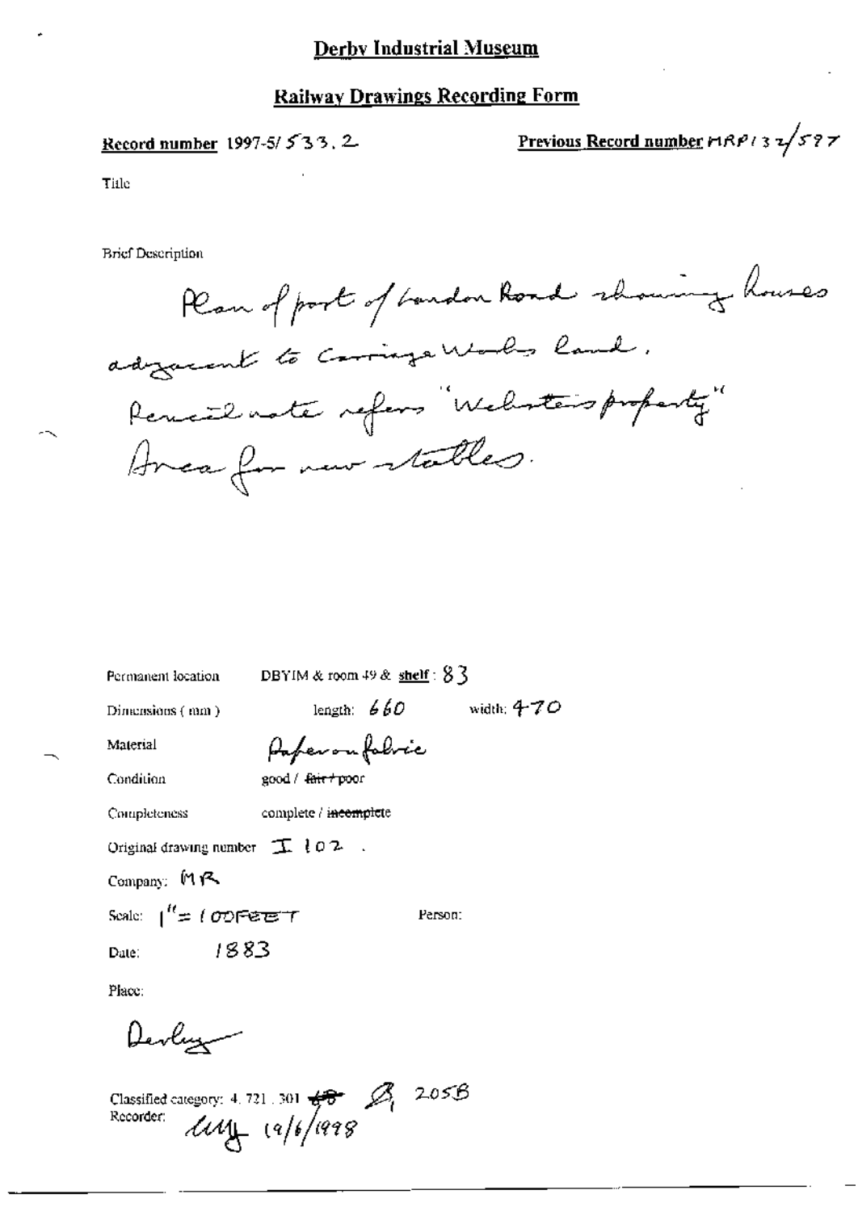# Derby Industrial Museum

## Railway Drawings Recording Form

**Record number** 1997-5/533.2

**Previous Record number** MRP132/597

Title

Brief Description

Plan of part of London Road showing houses adjacent to Carriage Works land.
Pencil note refers "Webster's property"
Area for new stables.

Permanent location DBYIM & room 49 & **shelf**: 83

Dimensions (mm) length: 660 width: 470

Material Paper on fabric

Condition good / ~~fair~~ / poor

Completeness complete / ~~incomplete~~

Original drawing number I 102.

Company: MR

Scale: 1" = 100FEET

Person:

Date: 1883

Place:

Derby

Classified category: 4. 721. 301 ~~4B~~ B1 205B

Recorder: MG 19/6/1998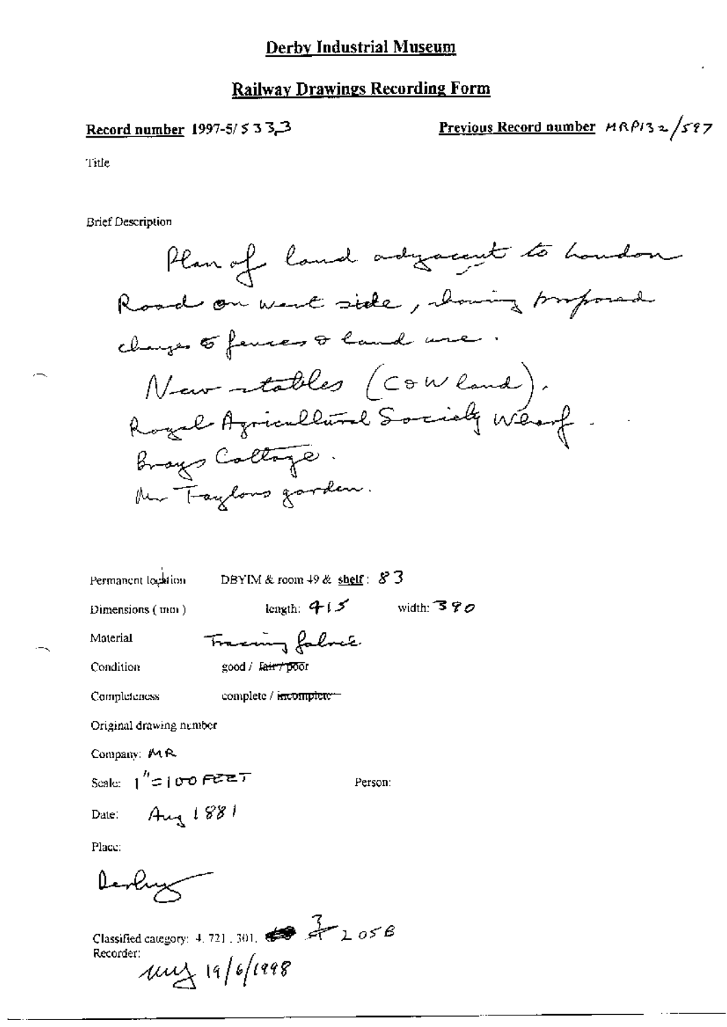# Derby Industrial Museum

## Railway Drawings Recording Form

**Record number** 1997-5/533,3

**Previous Record number** MRP132/597

Title

Brief Description

Plan of land adjacent to London Road on west side, showing proposed changes to fences & land use.
New stables (C & W land).
Royal Agricultural Society Wharf.
Brays Cottage.
Mr Taylors garden.

Permanent location DBYIM & room 49 & shelf: 83

Dimensions (mm) length: 415 width: 390

Material Tracing fabric

Condition good / ~~fair / poor~~

Completeness complete / ~~incomplete~~

Original drawing number

Company: MR

Scale: 1" = 100 FEET

Person:

Date: Aug 1881

Place:

Derby

Classified category: 4. 721. 301. ~~~~ 7 2 05 B

Recorder:

MMJ 19/6/1998